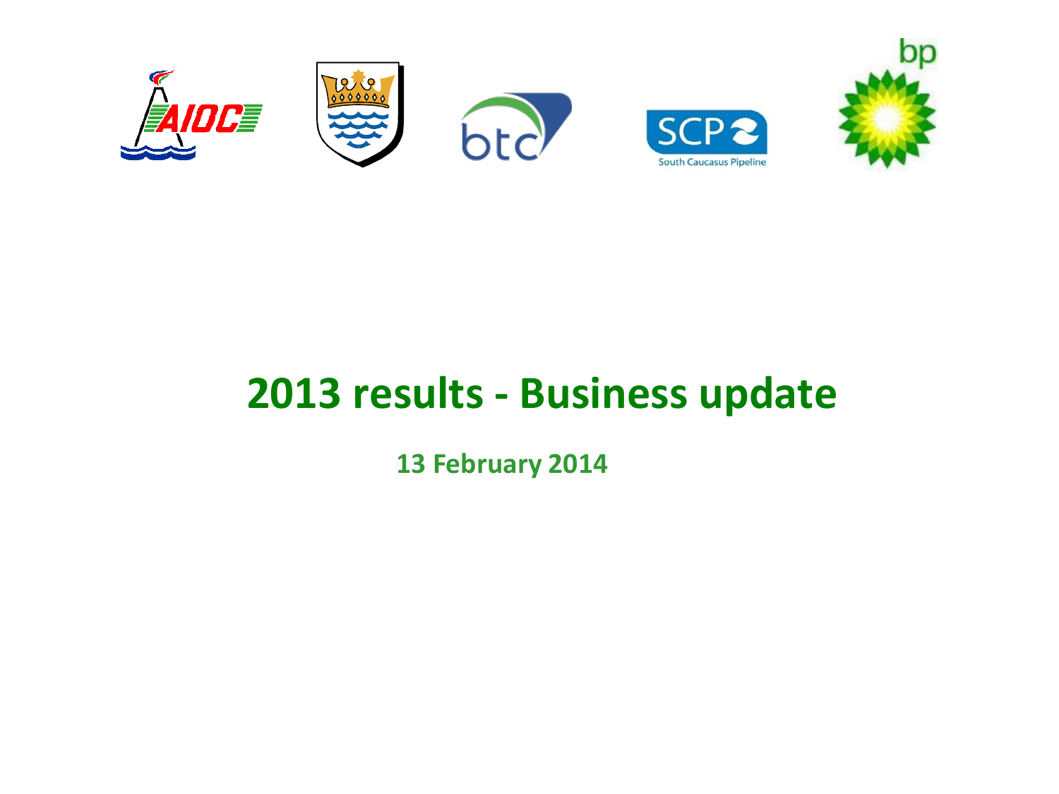# 2013 results - Business update

**13 February 2014**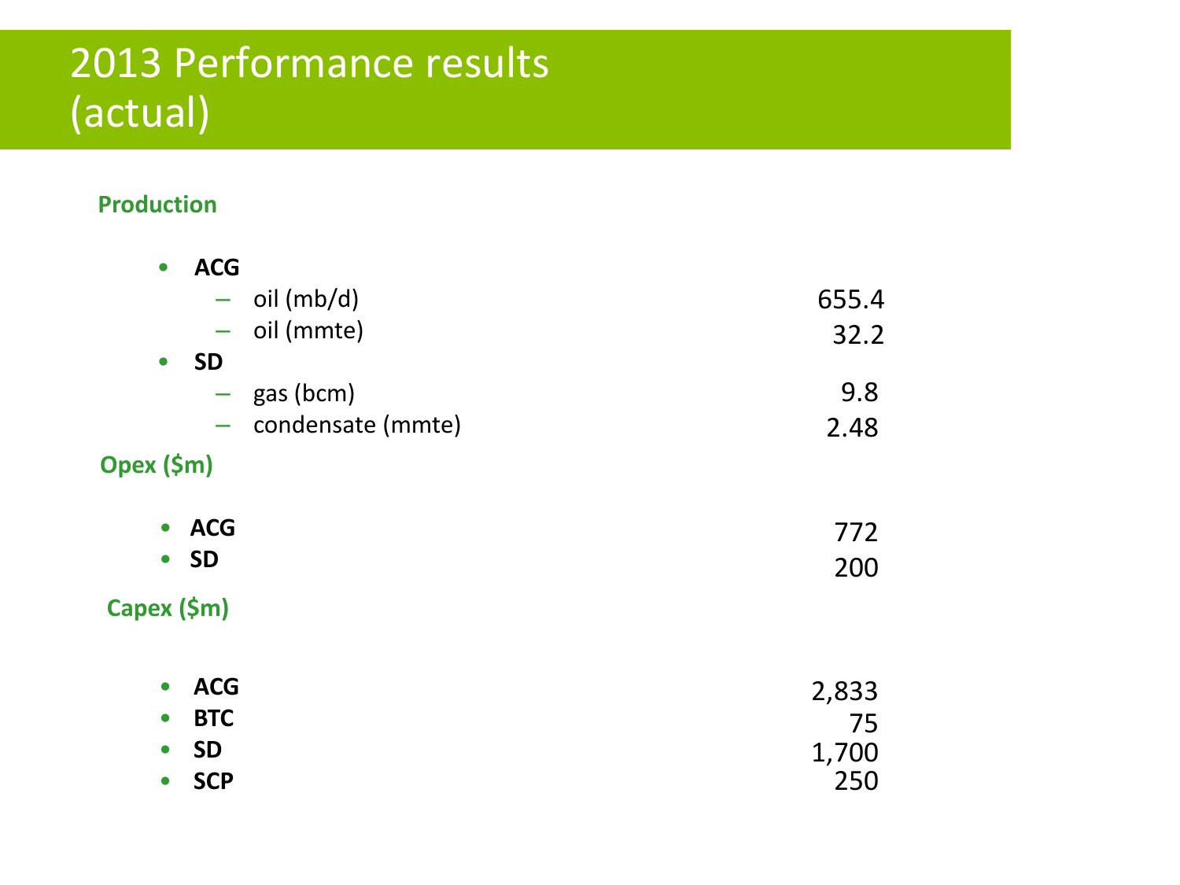# 2013 Performance results (actual)

**Production**

| | |
|---|---|
| **ACG** | |
| – oil (mb/d) | 655.4 |
| – oil (mmte) | 32.2 |
| **SD** | |
| – gas (bcm) | 9.8 |
| – condensate (mmte) | 2.48 |

**Opex ($m)**

| | |
|---|---|
| **ACG** | 772 |
| **SD** | 200 |

**Capex ($m)**

| | |
|---|---|
| **ACG** | 2,833 |
| **BTC** | 75 |
| **SD** | 1,700 |
| **SCP** | 250 |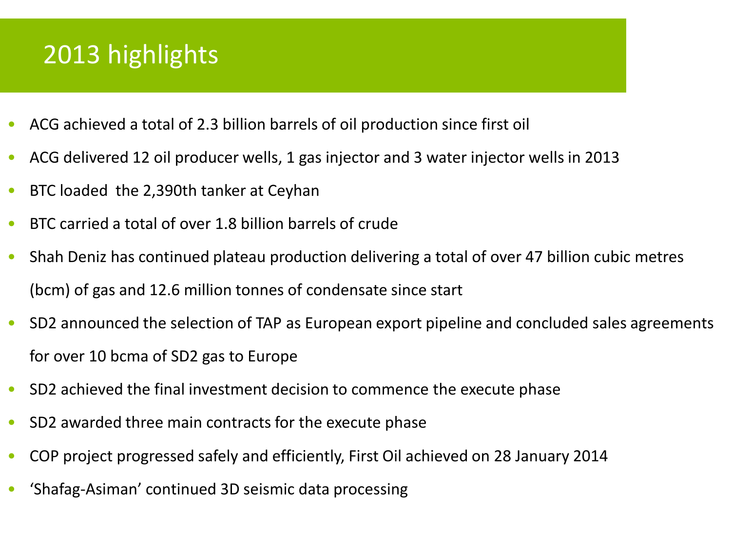# 2013 highlights

- ACG achieved a total of 2.3 billion barrels of oil production since first oil
- ACG delivered 12 oil producer wells, 1 gas injector and 3 water injector wells in 2013
- BTC loaded the 2,390th tanker at Ceyhan
- BTC carried a total of over 1.8 billion barrels of crude
- Shah Deniz has continued plateau production delivering a total of over 47 billion cubic metres (bcm) of gas and 12.6 million tonnes of condensate since start
- SD2 announced the selection of TAP as European export pipeline and concluded sales agreements for over 10 bcma of SD2 gas to Europe
- SD2 achieved the final investment decision to commence the execute phase
- SD2 awarded three main contracts for the execute phase
- COP project progressed safely and efficiently, First Oil achieved on 28 January 2014
- 'Shafag-Asiman' continued 3D seismic data processing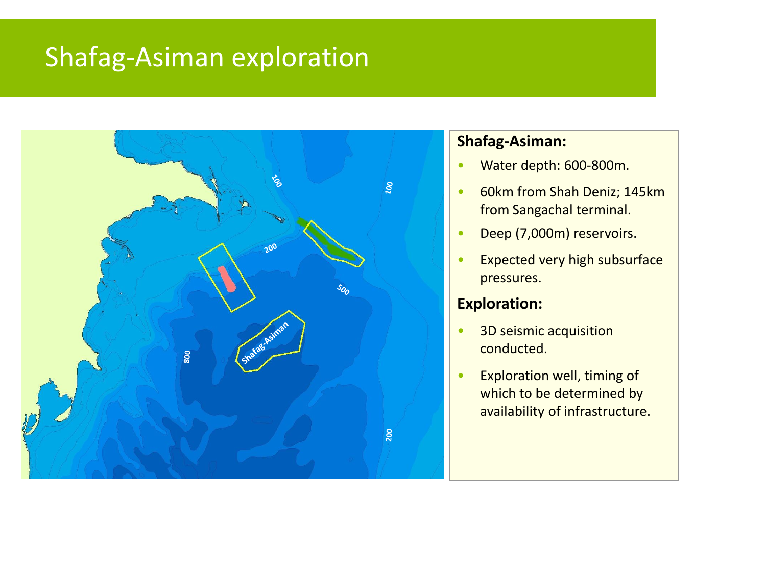# Shafag-Asiman exploration

**Shafag-Asiman:**

- Water depth: 600-800m.
- 60km from Shah Deniz; 145km from Sangachal terminal.
- Deep (7,000m) reservoirs.
- Expected very high subsurface pressures.

**Exploration:**

- 3D seismic acquisition conducted.
- Exploration well, timing of which to be determined by availability of infrastructure.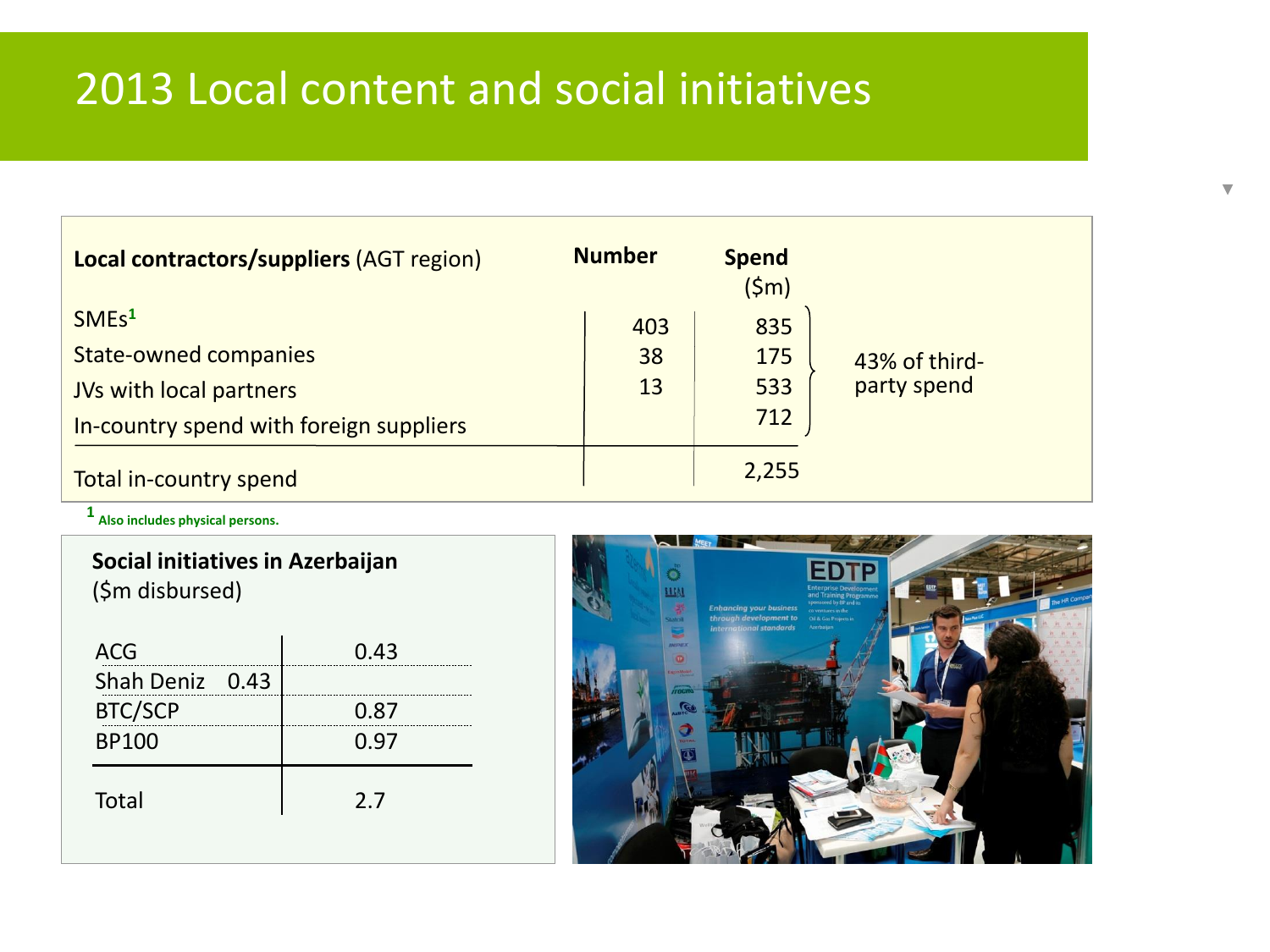# 2013 Local content and social initiatives

| **Local contractors/suppliers** (AGT region) | **Number** | **Spend** ($m) | |
|---|---|---|---|
| SMEs[1] | 403 | 835 | 43% of third-party spend |
| State-owned companies | 38 | 175 | |
| JVs with local partners | 13 | 533 | |
| In-country spend with foreign suppliers | | 712 | |
| Total in-country spend | | 2,255 | |

[1] Also includes physical persons.

**Social initiatives in Azerbaijan**
($m disbursed)

| | |
|---|---|
| ACG | 0.43 |
| Shah Deniz | 0.43 |
| BTC/SCP | 0.87 |
| BP100 | 0.97 |
| Total | 2.7 |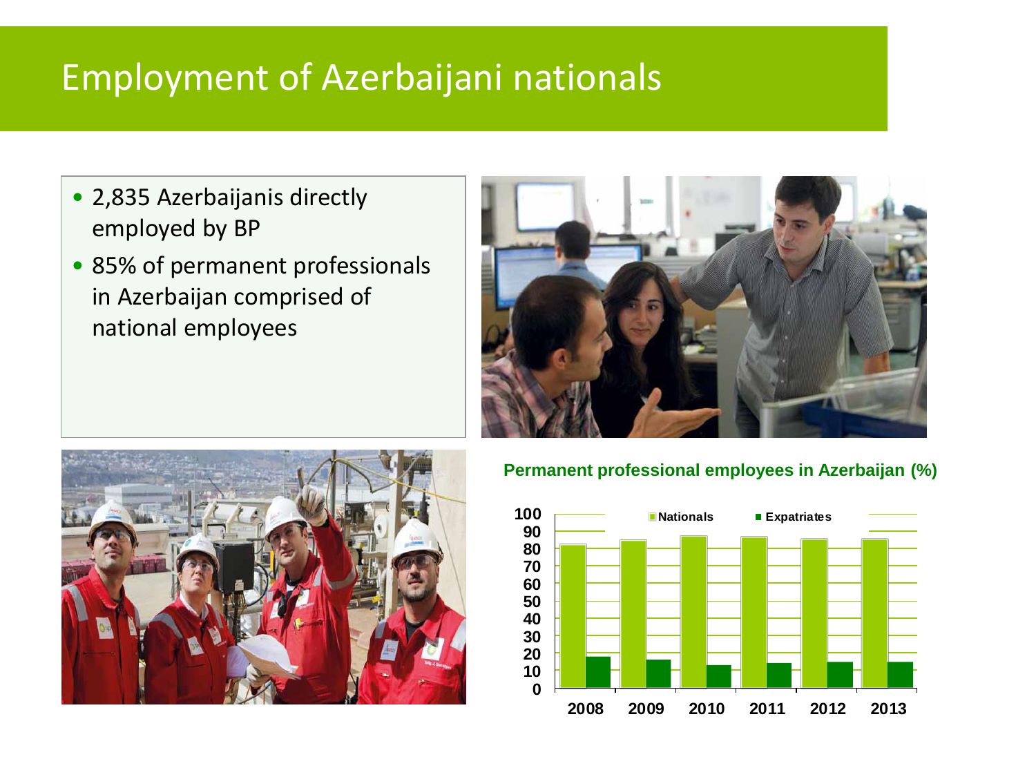# Employment of Azerbaijani nationals

- 2,835 Azerbaijanis directly employed by BP
- 85% of permanent professionals in Azerbaijan comprised of national employees

**Permanent professional employees in Azerbaijan (%)**

■ Nationals ■ Expatriates

100
90
80
70
60
50
40
30
20
10
0

2008 2009 2010 2011 2012 2013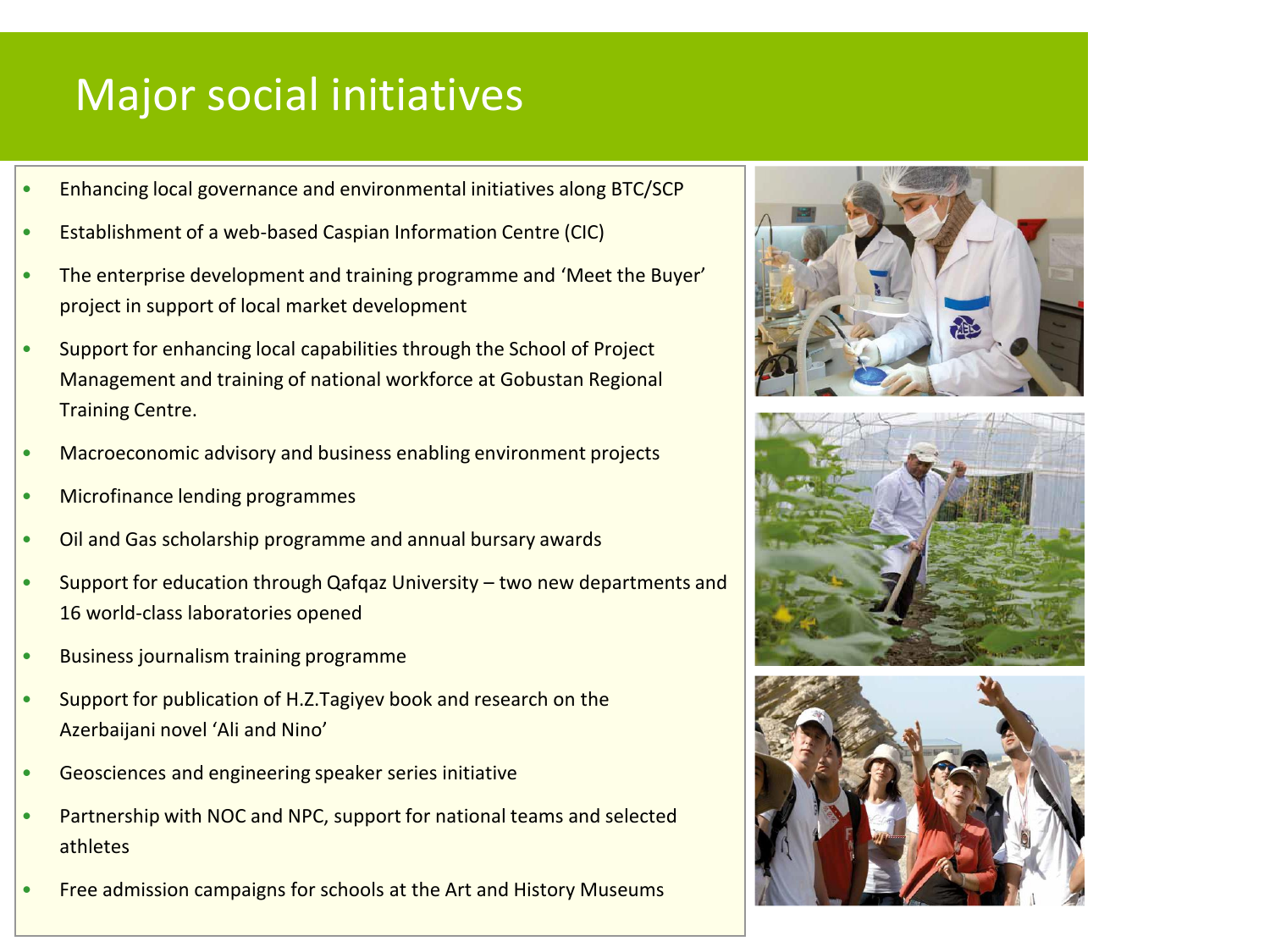# Major social initiatives

- Enhancing local governance and environmental initiatives along BTC/SCP
- Establishment of a web-based Caspian Information Centre (CIC)
- The enterprise development and training programme and 'Meet the Buyer' project in support of local market development
- Support for enhancing local capabilities through the School of Project Management and training of national workforce at Gobustan Regional Training Centre.
- Macroeconomic advisory and business enabling environment projects
- Microfinance lending programmes
- Oil and Gas scholarship programme and annual bursary awards
- Support for education through Qafqaz University – two new departments and 16 world-class laboratories opened
- Business journalism training programme
- Support for publication of H.Z.Tagiyev book and research on the Azerbaijani novel 'Ali and Nino'
- Geosciences and engineering speaker series initiative
- Partnership with NOC and NPC, support for national teams and selected athletes
- Free admission campaigns for schools at the Art and History Museums